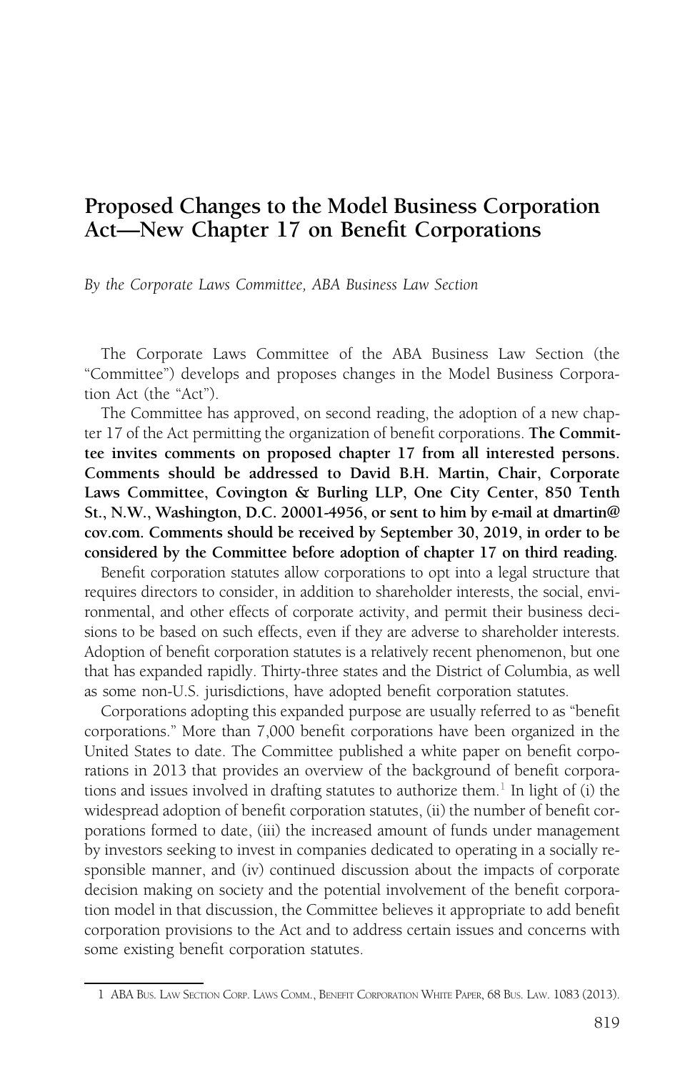# Proposed Changes to the Model Business Corporation Act—New Chapter 17 on Benefit Corporations

*By the Corporate Laws Committee, ABA Business Law Section*

The Corporate Laws Committee of the ABA Business Law Section (the "Committee") develops and proposes changes in the Model Business Corporation Act (the "Act").

The Committee has approved, on second reading, the adoption of a new chapter 17 of the Act permitting the organization of benefit corporations. **The Committee invites comments on proposed chapter 17 from all interested persons. Comments should be addressed to David B.H. Martin, Chair, Corporate Laws Committee, Covington & Burling LLP, One City Center, 850 Tenth St., N.W., Washington, D.C. 20001-4956, or sent to him by e-mail at dmartin@cov.com. Comments should be received by September 30, 2019, in order to be considered by the Committee before adoption of chapter 17 on third reading.**

Benefit corporation statutes allow corporations to opt into a legal structure that requires directors to consider, in addition to shareholder interests, the social, environmental, and other effects of corporate activity, and permit their business decisions to be based on such effects, even if they are adverse to shareholder interests. Adoption of benefit corporation statutes is a relatively recent phenomenon, but one that has expanded rapidly. Thirty-three states and the District of Columbia, as well as some non-U.S. jurisdictions, have adopted benefit corporation statutes.

Corporations adopting this expanded purpose are usually referred to as "benefit corporations." More than 7,000 benefit corporations have been organized in the United States to date. The Committee published a white paper on benefit corporations in 2013 that provides an overview of the background of benefit corporations and issues involved in drafting statutes to authorize them.[1] In light of (i) the widespread adoption of benefit corporation statutes, (ii) the number of benefit corporations formed to date, (iii) the increased amount of funds under management by investors seeking to invest in companies dedicated to operating in a socially responsible manner, and (iv) continued discussion about the impacts of corporate decision making on society and the potential involvement of the benefit corporation model in that discussion, the Committee believes it appropriate to add benefit corporation provisions to the Act and to address certain issues and concerns with some existing benefit corporation statutes.

---

1. ABA Bus. Law Section Corp. Laws Comm., Benefit Corporation White Paper, 68 Bus. Law. 1083 (2013).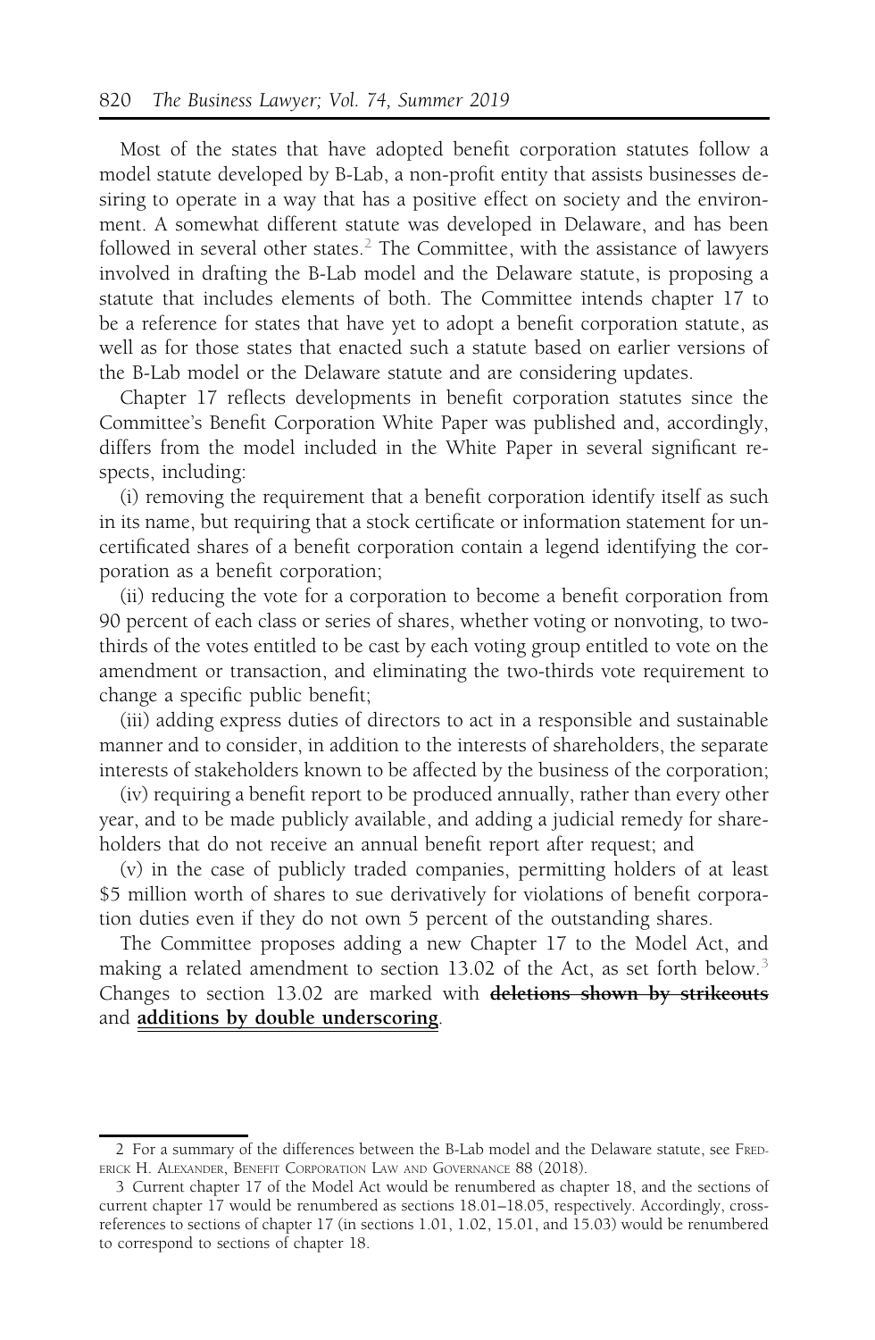Most of the states that have adopted benefit corporation statutes follow a model statute developed by B-Lab, a non-profit entity that assists businesses desiring to operate in a way that has a positive effect on society and the environment. A somewhat different statute was developed in Delaware, and has been followed in several other states.[2] The Committee, with the assistance of lawyers involved in drafting the B-Lab model and the Delaware statute, is proposing a statute that includes elements of both. The Committee intends chapter 17 to be a reference for states that have yet to adopt a benefit corporation statute, as well as for those states that enacted such a statute based on earlier versions of the B-Lab model or the Delaware statute and are considering updates.

Chapter 17 reflects developments in benefit corporation statutes since the Committee's Benefit Corporation White Paper was published and, accordingly, differs from the model included in the White Paper in several significant respects, including:

(i) removing the requirement that a benefit corporation identify itself as such in its name, but requiring that a stock certificate or information statement for uncertificated shares of a benefit corporation contain a legend identifying the corporation as a benefit corporation;

(ii) reducing the vote for a corporation to become a benefit corporation from 90 percent of each class or series of shares, whether voting or nonvoting, to two-thirds of the votes entitled to be cast by each voting group entitled to vote on the amendment or transaction, and eliminating the two-thirds vote requirement to change a specific public benefit;

(iii) adding express duties of directors to act in a responsible and sustainable manner and to consider, in addition to the interests of shareholders, the separate interests of stakeholders known to be affected by the business of the corporation;

(iv) requiring a benefit report to be produced annually, rather than every other year, and to be made publicly available, and adding a judicial remedy for shareholders that do not receive an annual benefit report after request; and

(v) in the case of publicly traded companies, permitting holders of at least \$5 million worth of shares to sue derivatively for violations of benefit corporation duties even if they do not own 5 percent of the outstanding shares.

The Committee proposes adding a new Chapter 17 to the Model Act, and making a related amendment to section 13.02 of the Act, as set forth below.[3] Changes to section 13.02 are marked with **~~deletions shown by strikeouts~~** and **<u>additions by double underscoring</u>**.

---

2 For a summary of the differences between the B-Lab model and the Delaware statute, see Frederick H. Alexander, Benefit Corporation Law and Governance 88 (2018).

3 Current chapter 17 of the Model Act would be renumbered as chapter 18, and the sections of current chapter 17 would be renumbered as sections 18.01–18.05, respectively. Accordingly, cross-references to sections of chapter 17 (in sections 1.01, 1.02, 15.01, and 15.03) would be renumbered to correspond to sections of chapter 18.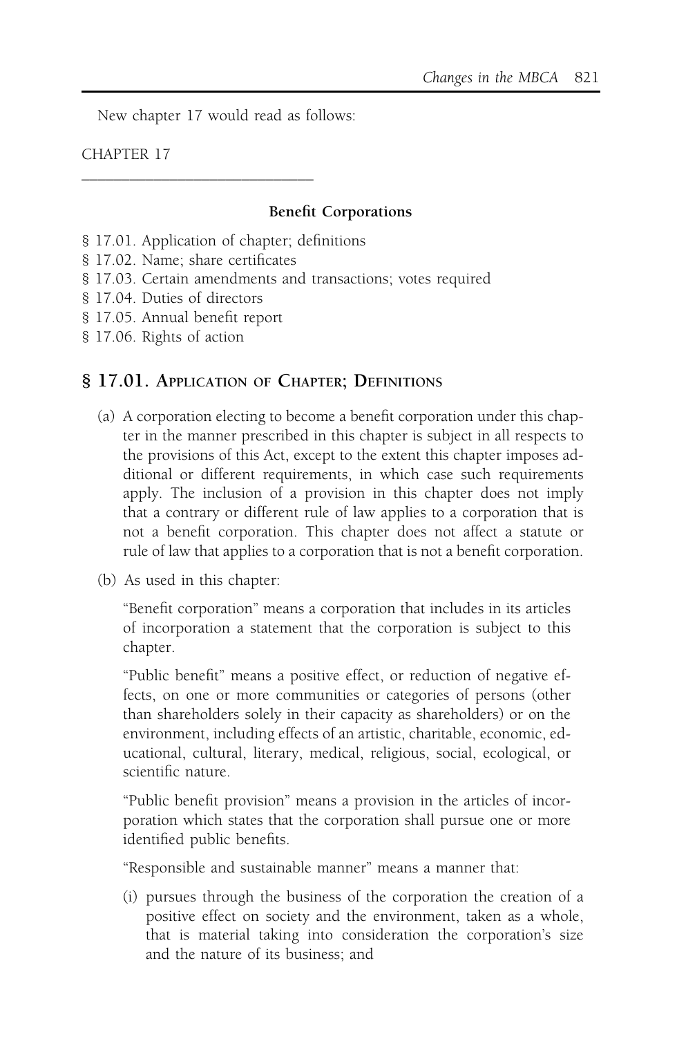New chapter 17 would read as follows:

CHAPTER 17

---

**Benefit Corporations**

§ 17.01. Application of chapter; definitions
§ 17.02. Name; share certificates
§ 17.03. Certain amendments and transactions; votes required
§ 17.04. Duties of directors
§ 17.05. Annual benefit report
§ 17.06. Rights of action

## § 17.01. Application of Chapter; Definitions

(a) A corporation electing to become a benefit corporation under this chapter in the manner prescribed in this chapter is subject in all respects to the provisions of this Act, except to the extent this chapter imposes additional or different requirements, in which case such requirements apply. The inclusion of a provision in this chapter does not imply that a contrary or different rule of law applies to a corporation that is not a benefit corporation. This chapter does not affect a statute or rule of law that applies to a corporation that is not a benefit corporation.

(b) As used in this chapter:

"Benefit corporation" means a corporation that includes in its articles of incorporation a statement that the corporation is subject to this chapter.

"Public benefit" means a positive effect, or reduction of negative effects, on one or more communities or categories of persons (other than shareholders solely in their capacity as shareholders) or on the environment, including effects of an artistic, charitable, economic, educational, cultural, literary, medical, religious, social, ecological, or scientific nature.

"Public benefit provision" means a provision in the articles of incorporation which states that the corporation shall pursue one or more identified public benefits.

"Responsible and sustainable manner" means a manner that:

(i) pursues through the business of the corporation the creation of a positive effect on society and the environment, taken as a whole, that is material taking into consideration the corporation's size and the nature of its business; and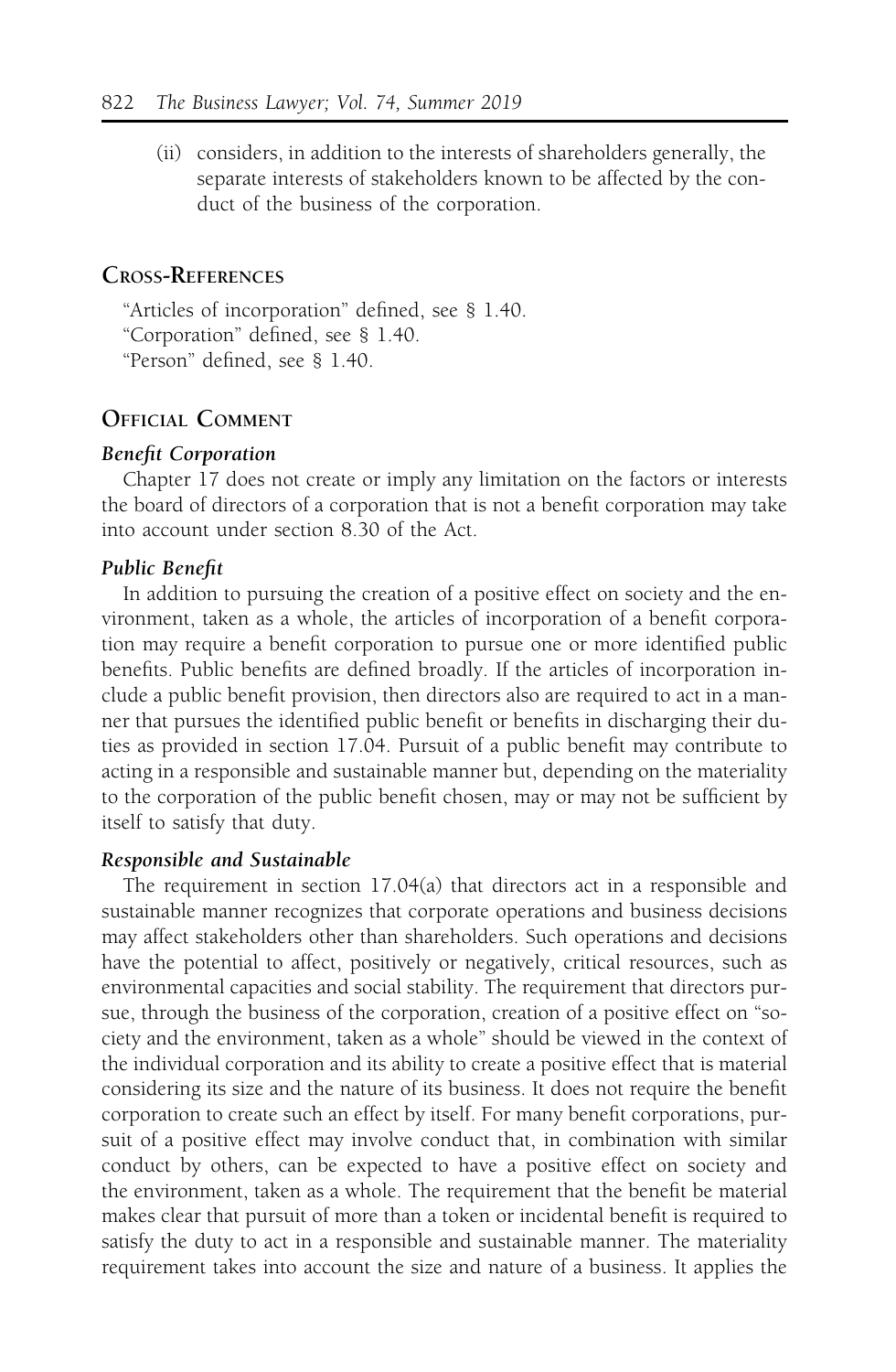(ii) considers, in addition to the interests of shareholders generally, the separate interests of stakeholders known to be affected by the conduct of the business of the corporation.

## Cross-References

"Articles of incorporation" defined, see § 1.40.
"Corporation" defined, see § 1.40.
"Person" defined, see § 1.40.

## Official Comment

### *Benefit Corporation*

Chapter 17 does not create or imply any limitation on the factors or interests the board of directors of a corporation that is not a benefit corporation may take into account under section 8.30 of the Act.

### *Public Benefit*

In addition to pursuing the creation of a positive effect on society and the environment, taken as a whole, the articles of incorporation of a benefit corporation may require a benefit corporation to pursue one or more identified public benefits. Public benefits are defined broadly. If the articles of incorporation include a public benefit provision, then directors also are required to act in a manner that pursues the identified public benefit or benefits in discharging their duties as provided in section 17.04. Pursuit of a public benefit may contribute to acting in a responsible and sustainable manner but, depending on the materiality to the corporation of the public benefit chosen, may or may not be sufficient by itself to satisfy that duty.

### *Responsible and Sustainable*

The requirement in section 17.04(a) that directors act in a responsible and sustainable manner recognizes that corporate operations and business decisions may affect stakeholders other than shareholders. Such operations and decisions have the potential to affect, positively or negatively, critical resources, such as environmental capacities and social stability. The requirement that directors pursue, through the business of the corporation, creation of a positive effect on "society and the environment, taken as a whole" should be viewed in the context of the individual corporation and its ability to create a positive effect that is material considering its size and the nature of its business. It does not require the benefit corporation to create such an effect by itself. For many benefit corporations, pursuit of a positive effect may involve conduct that, in combination with similar conduct by others, can be expected to have a positive effect on society and the environment, taken as a whole. The requirement that the benefit be material makes clear that pursuit of more than a token or incidental benefit is required to satisfy the duty to act in a responsible and sustainable manner. The materiality requirement takes into account the size and nature of a business. It applies the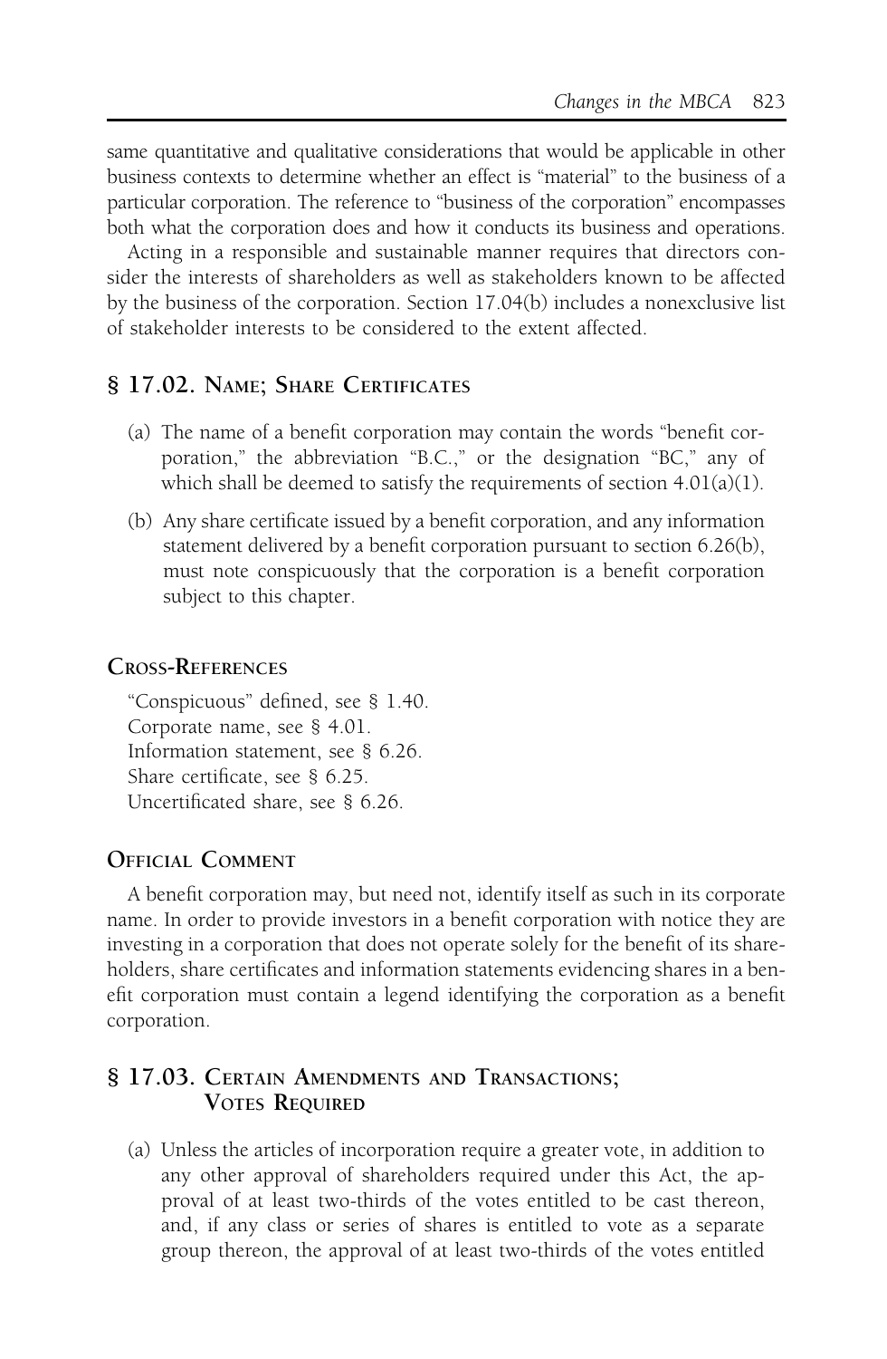same quantitative and qualitative considerations that would be applicable in other business contexts to determine whether an effect is "material" to the business of a particular corporation. The reference to "business of the corporation" encompasses both what the corporation does and how it conducts its business and operations.

Acting in a responsible and sustainable manner requires that directors consider the interests of shareholders as well as stakeholders known to be affected by the business of the corporation. Section 17.04(b) includes a nonexclusive list of stakeholder interests to be considered to the extent affected.

## § 17.02. Name; Share Certificates

(a) The name of a benefit corporation may contain the words "benefit corporation," the abbreviation "B.C.," or the designation "BC," any of which shall be deemed to satisfy the requirements of section 4.01(a)(1).

(b) Any share certificate issued by a benefit corporation, and any information statement delivered by a benefit corporation pursuant to section 6.26(b), must note conspicuously that the corporation is a benefit corporation subject to this chapter.

### Cross-References

"Conspicuous" defined, see § 1.40.
Corporate name, see § 4.01.
Information statement, see § 6.26.
Share certificate, see § 6.25.
Uncertificated share, see § 6.26.

### Official Comment

A benefit corporation may, but need not, identify itself as such in its corporate name. In order to provide investors in a benefit corporation with notice they are investing in a corporation that does not operate solely for the benefit of its shareholders, share certificates and information statements evidencing shares in a benefit corporation must contain a legend identifying the corporation as a benefit corporation.

## § 17.03. Certain Amendments and Transactions; Votes Required

(a) Unless the articles of incorporation require a greater vote, in addition to any other approval of shareholders required under this Act, the approval of at least two-thirds of the votes entitled to be cast thereon, and, if any class or series of shares is entitled to vote as a separate group thereon, the approval of at least two-thirds of the votes entitled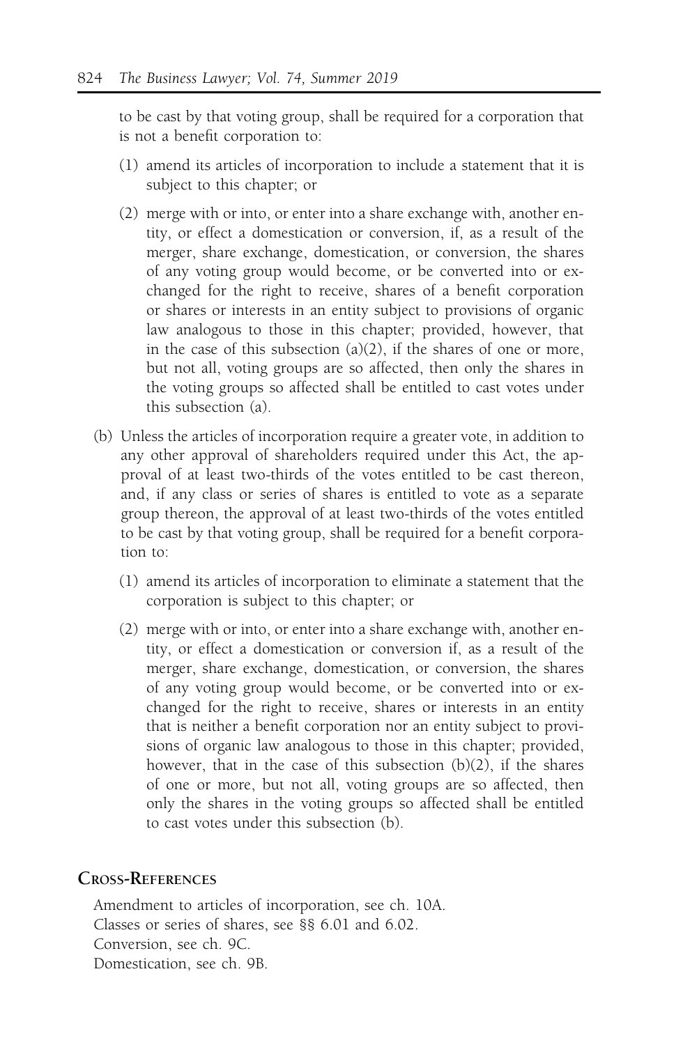to be cast by that voting group, shall be required for a corporation that is not a benefit corporation to:

(1) amend its articles of incorporation to include a statement that it is subject to this chapter; or

(2) merge with or into, or enter into a share exchange with, another entity, or effect a domestication or conversion, if, as a result of the merger, share exchange, domestication, or conversion, the shares of any voting group would become, or be converted into or exchanged for the right to receive, shares of a benefit corporation or shares or interests in an entity subject to provisions of organic law analogous to those in this chapter; provided, however, that in the case of this subsection (a)(2), if the shares of one or more, but not all, voting groups are so affected, then only the shares in the voting groups so affected shall be entitled to cast votes under this subsection (a).

(b) Unless the articles of incorporation require a greater vote, in addition to any other approval of shareholders required under this Act, the approval of at least two-thirds of the votes entitled to be cast thereon, and, if any class or series of shares is entitled to vote as a separate group thereon, the approval of at least two-thirds of the votes entitled to be cast by that voting group, shall be required for a benefit corporation to:

(1) amend its articles of incorporation to eliminate a statement that the corporation is subject to this chapter; or

(2) merge with or into, or enter into a share exchange with, another entity, or effect a domestication or conversion if, as a result of the merger, share exchange, domestication, or conversion, the shares of any voting group would become, or be converted into or exchanged for the right to receive, shares or interests in an entity that is neither a benefit corporation nor an entity subject to provisions of organic law analogous to those in this chapter; provided, however, that in the case of this subsection (b)(2), if the shares of one or more, but not all, voting groups are so affected, then only the shares in the voting groups so affected shall be entitled to cast votes under this subsection (b).

## Cross-References

Amendment to articles of incorporation, see ch. 10A.
Classes or series of shares, see §§ 6.01 and 6.02.
Conversion, see ch. 9C.
Domestication, see ch. 9B.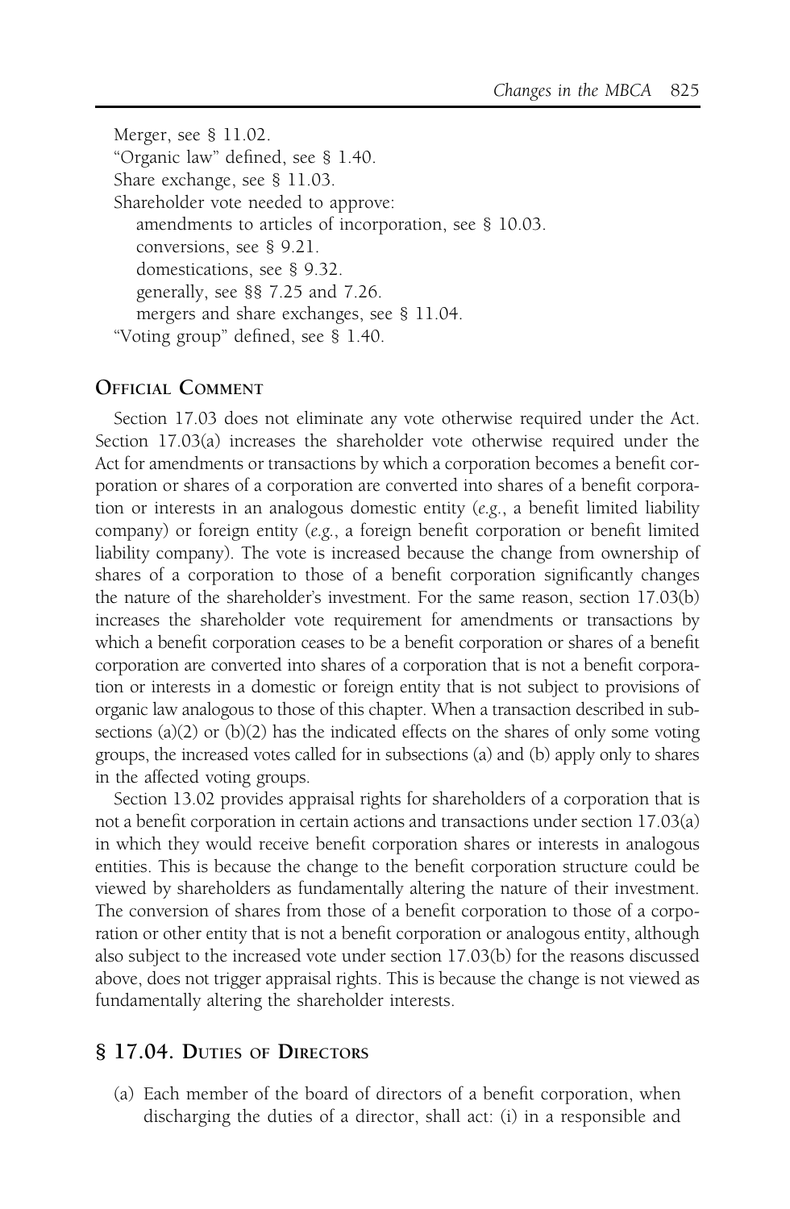Merger, see § 11.02.
"Organic law" defined, see § 1.40.
Share exchange, see § 11.03.
Shareholder vote needed to approve:
amendments to articles of incorporation, see § 10.03.
conversions, see § 9.21.
domestications, see § 9.32.
generally, see §§ 7.25 and 7.26.
mergers and share exchanges, see § 11.04.
"Voting group" defined, see § 1.40.

### Official Comment

Section 17.03 does not eliminate any vote otherwise required under the Act. Section 17.03(a) increases the shareholder vote otherwise required under the Act for amendments or transactions by which a corporation becomes a benefit corporation or shares of a corporation are converted into shares of a benefit corporation or interests in an analogous domestic entity (*e.g.*, a benefit limited liability company) or foreign entity (*e.g.*, a foreign benefit corporation or benefit limited liability company). The vote is increased because the change from ownership of shares of a corporation to those of a benefit corporation significantly changes the nature of the shareholder's investment. For the same reason, section 17.03(b) increases the shareholder vote requirement for amendments or transactions by which a benefit corporation ceases to be a benefit corporation or shares of a benefit corporation are converted into shares of a corporation that is not a benefit corporation or interests in a domestic or foreign entity that is not subject to provisions of organic law analogous to those of this chapter. When a transaction described in subsections (a)(2) or (b)(2) has the indicated effects on the shares of only some voting groups, the increased votes called for in subsections (a) and (b) apply only to shares in the affected voting groups.

Section 13.02 provides appraisal rights for shareholders of a corporation that is not a benefit corporation in certain actions and transactions under section 17.03(a) in which they would receive benefit corporation shares or interests in analogous entities. This is because the change to the benefit corporation structure could be viewed by shareholders as fundamentally altering the nature of their investment. The conversion of shares from those of a benefit corporation to those of a corporation or other entity that is not a benefit corporation or analogous entity, although also subject to the increased vote under section 17.03(b) for the reasons discussed above, does not trigger appraisal rights. This is because the change is not viewed as fundamentally altering the shareholder interests.

## § 17.04. Duties of Directors

(a) Each member of the board of directors of a benefit corporation, when discharging the duties of a director, shall act: (i) in a responsible and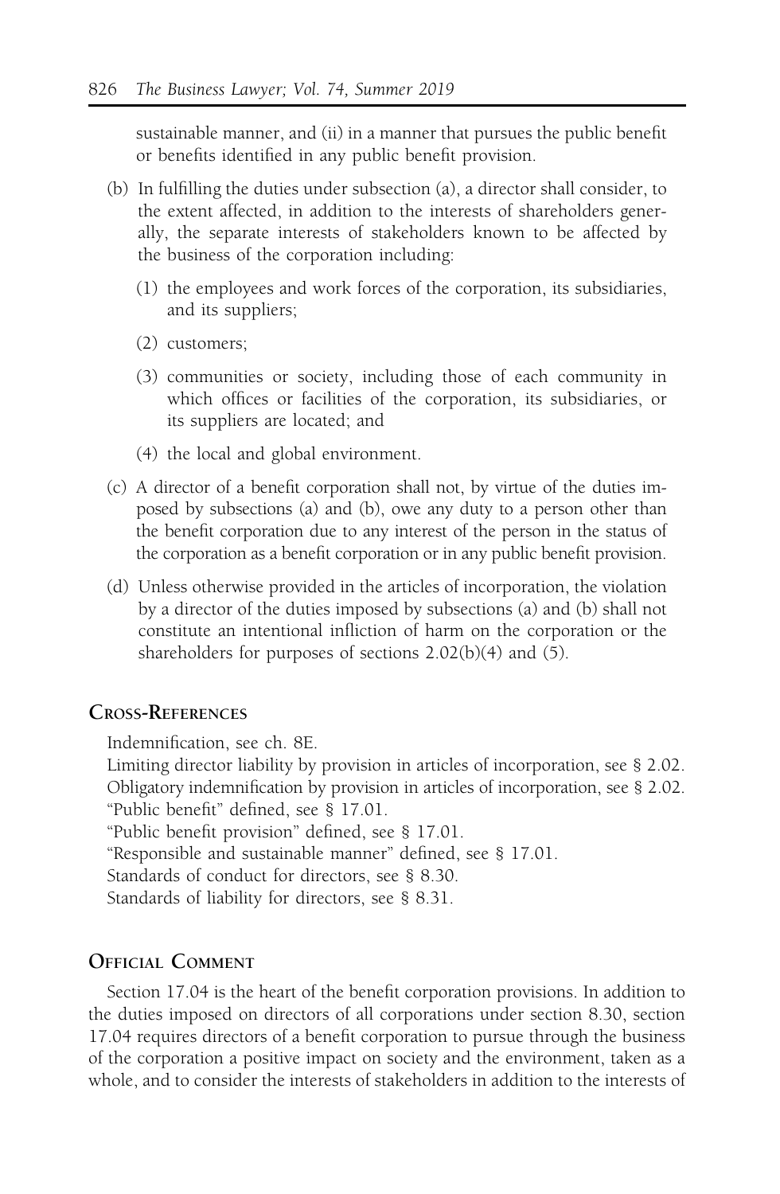sustainable manner, and (ii) in a manner that pursues the public benefit or benefits identified in any public benefit provision.

(b) In fulfilling the duties under subsection (a), a director shall consider, to the extent affected, in addition to the interests of shareholders generally, the separate interests of stakeholders known to be affected by the business of the corporation including:

(1) the employees and work forces of the corporation, its subsidiaries, and its suppliers;

(2) customers;

(3) communities or society, including those of each community in which offices or facilities of the corporation, its subsidiaries, or its suppliers are located; and

(4) the local and global environment.

(c) A director of a benefit corporation shall not, by virtue of the duties imposed by subsections (a) and (b), owe any duty to a person other than the benefit corporation due to any interest of the person in the status of the corporation as a benefit corporation or in any public benefit provision.

(d) Unless otherwise provided in the articles of incorporation, the violation by a director of the duties imposed by subsections (a) and (b) shall not constitute an intentional infliction of harm on the corporation or the shareholders for purposes of sections 2.02(b)(4) and (5).

## Cross-References

Indemnification, see ch. 8E.
Limiting director liability by provision in articles of incorporation, see § 2.02.
Obligatory indemnification by provision in articles of incorporation, see § 2.02.
"Public benefit" defined, see § 17.01.
"Public benefit provision" defined, see § 17.01.
"Responsible and sustainable manner" defined, see § 17.01.
Standards of conduct for directors, see § 8.30.
Standards of liability for directors, see § 8.31.

## Official Comment

Section 17.04 is the heart of the benefit corporation provisions. In addition to the duties imposed on directors of all corporations under section 8.30, section 17.04 requires directors of a benefit corporation to pursue through the business of the corporation a positive impact on society and the environment, taken as a whole, and to consider the interests of stakeholders in addition to the interests of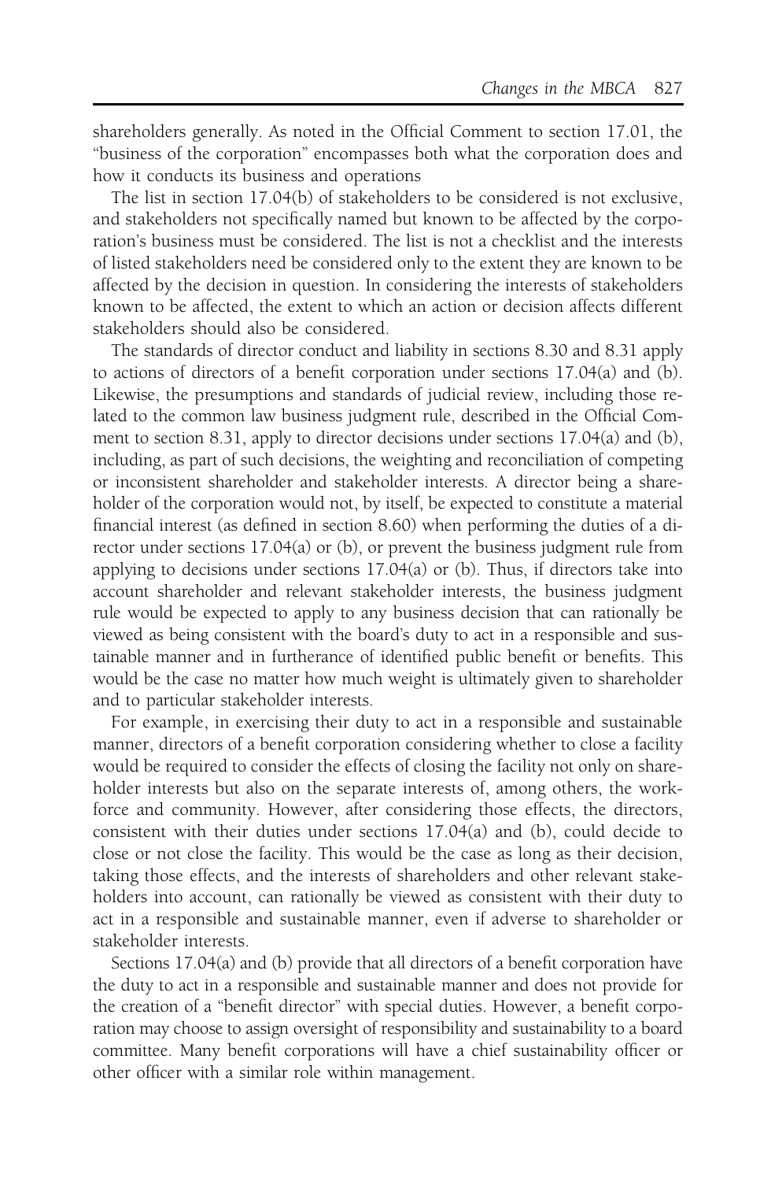shareholders generally. As noted in the Official Comment to section 17.01, the "business of the corporation" encompasses both what the corporation does and how it conducts its business and operations

The list in section 17.04(b) of stakeholders to be considered is not exclusive, and stakeholders not specifically named but known to be affected by the corporation's business must be considered. The list is not a checklist and the interests of listed stakeholders need be considered only to the extent they are known to be affected by the decision in question. In considering the interests of stakeholders known to be affected, the extent to which an action or decision affects different stakeholders should also be considered.

The standards of director conduct and liability in sections 8.30 and 8.31 apply to actions of directors of a benefit corporation under sections 17.04(a) and (b). Likewise, the presumptions and standards of judicial review, including those related to the common law business judgment rule, described in the Official Comment to section 8.31, apply to director decisions under sections 17.04(a) and (b), including, as part of such decisions, the weighting and reconciliation of competing or inconsistent shareholder and stakeholder interests. A director being a shareholder of the corporation would not, by itself, be expected to constitute a material financial interest (as defined in section 8.60) when performing the duties of a director under sections 17.04(a) or (b), or prevent the business judgment rule from applying to decisions under sections 17.04(a) or (b). Thus, if directors take into account shareholder and relevant stakeholder interests, the business judgment rule would be expected to apply to any business decision that can rationally be viewed as being consistent with the board's duty to act in a responsible and sustainable manner and in furtherance of identified public benefit or benefits. This would be the case no matter how much weight is ultimately given to shareholder and to particular stakeholder interests.

For example, in exercising their duty to act in a responsible and sustainable manner, directors of a benefit corporation considering whether to close a facility would be required to consider the effects of closing the facility not only on shareholder interests but also on the separate interests of, among others, the workforce and community. However, after considering those effects, the directors, consistent with their duties under sections 17.04(a) and (b), could decide to close or not close the facility. This would be the case as long as their decision, taking those effects, and the interests of shareholders and other relevant stakeholders into account, can rationally be viewed as consistent with their duty to act in a responsible and sustainable manner, even if adverse to shareholder or stakeholder interests.

Sections 17.04(a) and (b) provide that all directors of a benefit corporation have the duty to act in a responsible and sustainable manner and does not provide for the creation of a "benefit director" with special duties. However, a benefit corporation may choose to assign oversight of responsibility and sustainability to a board committee. Many benefit corporations will have a chief sustainability officer or other officer with a similar role within management.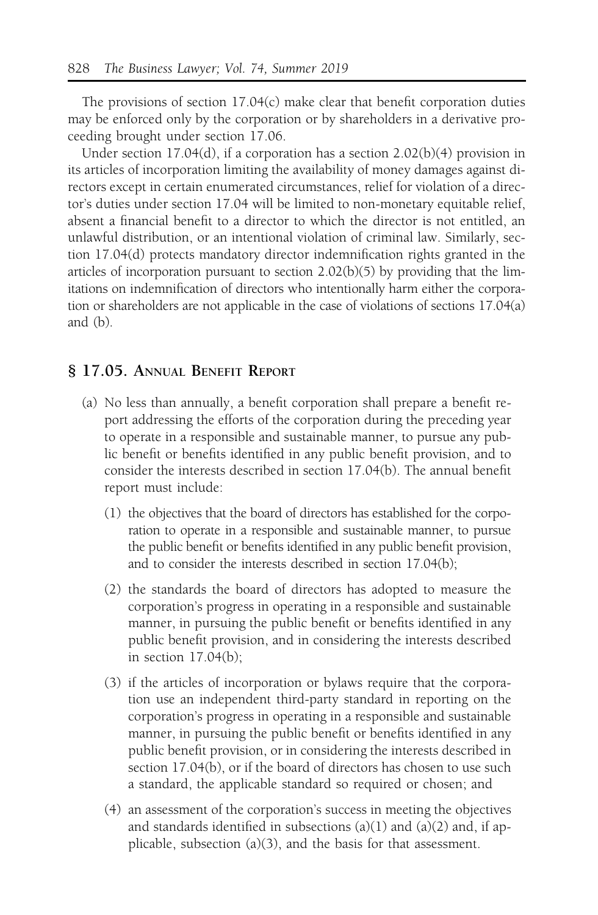The provisions of section 17.04(c) make clear that benefit corporation duties may be enforced only by the corporation or by shareholders in a derivative proceeding brought under section 17.06.

Under section 17.04(d), if a corporation has a section 2.02(b)(4) provision in its articles of incorporation limiting the availability of money damages against directors except in certain enumerated circumstances, relief for violation of a director's duties under section 17.04 will be limited to non-monetary equitable relief, absent a financial benefit to a director to which the director is not entitled, an unlawful distribution, or an intentional violation of criminal law. Similarly, section 17.04(d) protects mandatory director indemnification rights granted in the articles of incorporation pursuant to section 2.02(b)(5) by providing that the limitations on indemnification of directors who intentionally harm either the corporation or shareholders are not applicable in the case of violations of sections 17.04(a) and (b).

## § 17.05. Annual Benefit Report

(a) No less than annually, a benefit corporation shall prepare a benefit report addressing the efforts of the corporation during the preceding year to operate in a responsible and sustainable manner, to pursue any public benefit or benefits identified in any public benefit provision, and to consider the interests described in section 17.04(b). The annual benefit report must include:

   (1) the objectives that the board of directors has established for the corporation to operate in a responsible and sustainable manner, to pursue the public benefit or benefits identified in any public benefit provision, and to consider the interests described in section 17.04(b);

   (2) the standards the board of directors has adopted to measure the corporation's progress in operating in a responsible and sustainable manner, in pursuing the public benefit or benefits identified in any public benefit provision, and in considering the interests described in section 17.04(b);

   (3) if the articles of incorporation or bylaws require that the corporation use an independent third-party standard in reporting on the corporation's progress in operating in a responsible and sustainable manner, in pursuing the public benefit or benefits identified in any public benefit provision, or in considering the interests described in section 17.04(b), or if the board of directors has chosen to use such a standard, the applicable standard so required or chosen; and

   (4) an assessment of the corporation's success in meeting the objectives and standards identified in subsections (a)(1) and (a)(2) and, if applicable, subsection (a)(3), and the basis for that assessment.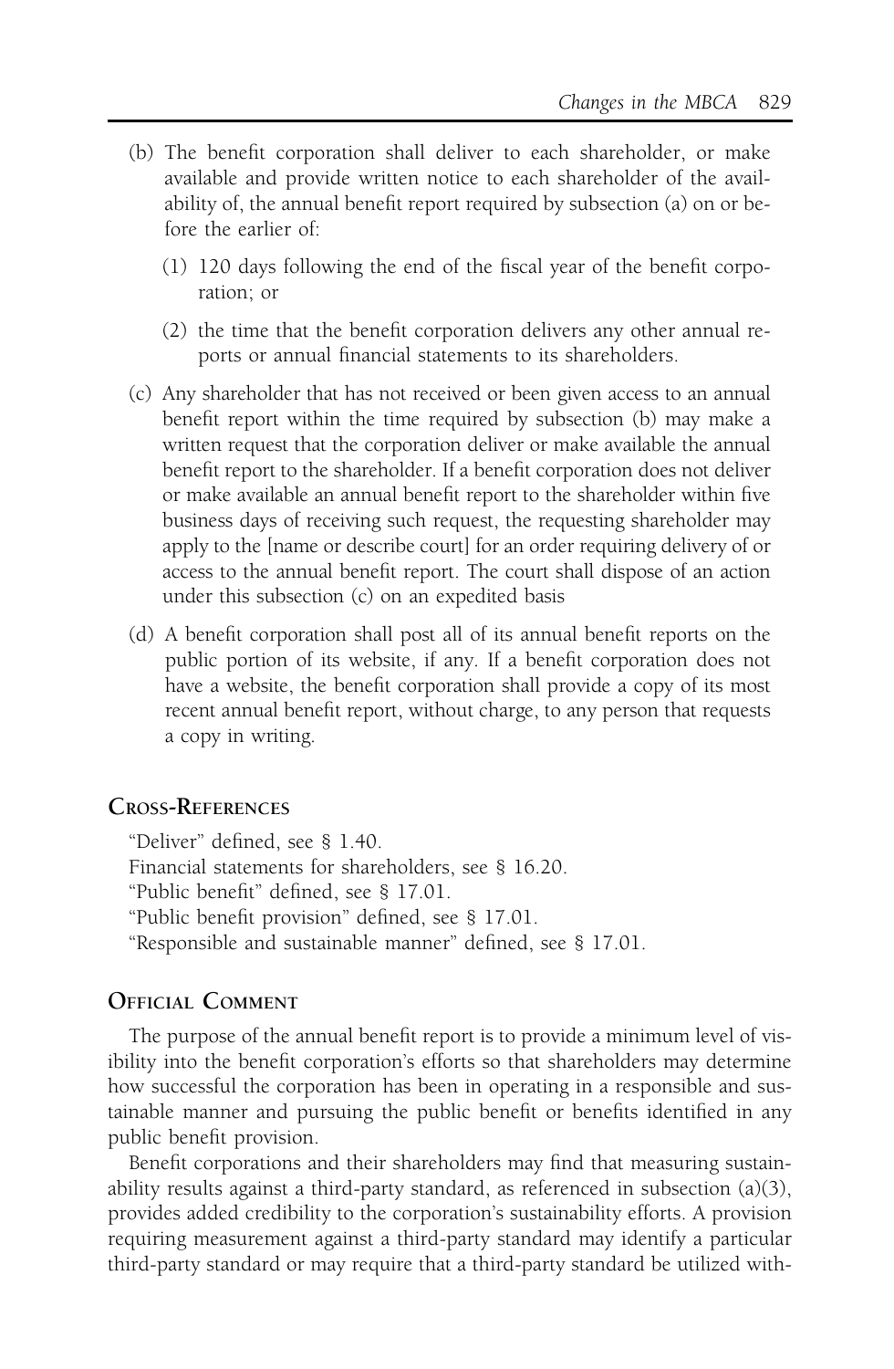(b) The benefit corporation shall deliver to each shareholder, or make available and provide written notice to each shareholder of the availability of, the annual benefit report required by subsection (a) on or before the earlier of:

(1) 120 days following the end of the fiscal year of the benefit corporation; or

(2) the time that the benefit corporation delivers any other annual reports or annual financial statements to its shareholders.

(c) Any shareholder that has not received or been given access to an annual benefit report within the time required by subsection (b) may make a written request that the corporation deliver or make available the annual benefit report to the shareholder. If a benefit corporation does not deliver or make available an annual benefit report to the shareholder within five business days of receiving such request, the requesting shareholder may apply to the [name or describe court] for an order requiring delivery of or access to the annual benefit report. The court shall dispose of an action under this subsection (c) on an expedited basis

(d) A benefit corporation shall post all of its annual benefit reports on the public portion of its website, if any. If a benefit corporation does not have a website, the benefit corporation shall provide a copy of its most recent annual benefit report, without charge, to any person that requests a copy in writing.

## Cross-References

"Deliver" defined, see § 1.40.
Financial statements for shareholders, see § 16.20.
"Public benefit" defined, see § 17.01.
"Public benefit provision" defined, see § 17.01.
"Responsible and sustainable manner" defined, see § 17.01.

## Official Comment

The purpose of the annual benefit report is to provide a minimum level of visibility into the benefit corporation's efforts so that shareholders may determine how successful the corporation has been in operating in a responsible and sustainable manner and pursuing the public benefit or benefits identified in any public benefit provision.

Benefit corporations and their shareholders may find that measuring sustainability results against a third-party standard, as referenced in subsection (a)(3), provides added credibility to the corporation's sustainability efforts. A provision requiring measurement against a third-party standard may identify a particular third-party standard or may require that a third-party standard be utilized with-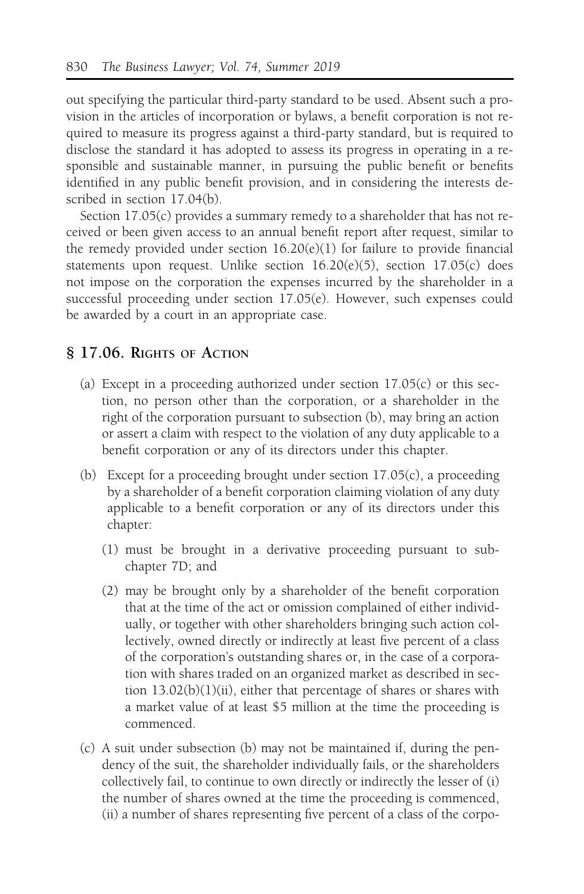out specifying the particular third-party standard to be used. Absent such a provision in the articles of incorporation or bylaws, a benefit corporation is not required to measure its progress against a third-party standard, but is required to disclose the standard it has adopted to assess its progress in operating in a responsible and sustainable manner, in pursuing the public benefit or benefits identified in any public benefit provision, and in considering the interests described in section 17.04(b).

Section 17.05(c) provides a summary remedy to a shareholder that has not received or been given access to an annual benefit report after request, similar to the remedy provided under section 16.20(e)(1) for failure to provide financial statements upon request. Unlike section 16.20(e)(5), section 17.05(c) does not impose on the corporation the expenses incurred by the shareholder in a successful proceeding under section 17.05(e). However, such expenses could be awarded by a court in an appropriate case.

## § 17.06. Rights of Action

(a) Except in a proceeding authorized under section 17.05(c) or this section, no person other than the corporation, or a shareholder in the right of the corporation pursuant to subsection (b), may bring an action or assert a claim with respect to the violation of any duty applicable to a benefit corporation or any of its directors under this chapter.

(b) Except for a proceeding brought under section 17.05(c), a proceeding by a shareholder of a benefit corporation claiming violation of any duty applicable to a benefit corporation or any of its directors under this chapter:

(1) must be brought in a derivative proceeding pursuant to subchapter 7D; and

(2) may be brought only by a shareholder of the benefit corporation that at the time of the act or omission complained of either individually, or together with other shareholders bringing such action collectively, owned directly or indirectly at least five percent of a class of the corporation's outstanding shares or, in the case of a corporation with shares traded on an organized market as described in section 13.02(b)(1)(ii), either that percentage of shares or shares with a market value of at least $5 million at the time the proceeding is commenced.

(c) A suit under subsection (b) may not be maintained if, during the pendency of the suit, the shareholder individually fails, or the shareholders collectively fail, to continue to own directly or indirectly the lesser of (i) the number of shares owned at the time the proceeding is commenced, (ii) a number of shares representing five percent of a class of the corpo-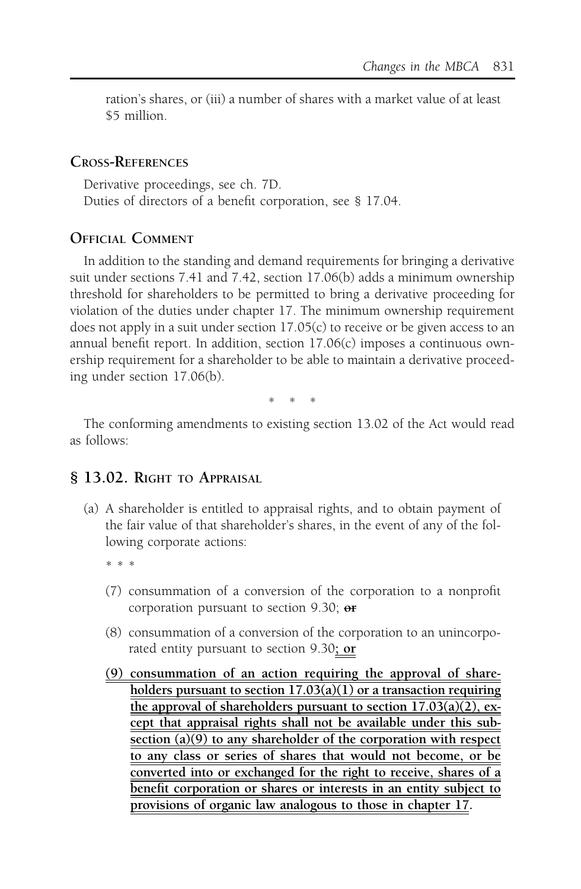ration's shares, or (iii) a number of shares with a market value of at least $5 million.

## Cross-References

Derivative proceedings, see ch. 7D.
Duties of directors of a benefit corporation, see § 17.04.

## Official Comment

In addition to the standing and demand requirements for bringing a derivative suit under sections 7.41 and 7.42, section 17.06(b) adds a minimum ownership threshold for shareholders to be permitted to bring a derivative proceeding for violation of the duties under chapter 17. The minimum ownership requirement does not apply in a suit under section 17.05(c) to receive or be given access to an annual benefit report. In addition, section 17.06(c) imposes a continuous ownership requirement for a shareholder to be able to maintain a derivative proceeding under section 17.06(b).

\* \* \*

The conforming amendments to existing section 13.02 of the Act would read as follows:

## § 13.02. Right to Appraisal

(a) A shareholder is entitled to appraisal rights, and to obtain payment of the fair value of that shareholder's shares, in the event of any of the following corporate actions:

\* \* \*

(7) consummation of a conversion of the corporation to a nonprofit corporation pursuant to section 9.30; ~~or~~

(8) consummation of a conversion of the corporation to an unincorporated entity pursuant to section 9.30; **or**

**(9) consummation of an action requiring the approval of shareholders pursuant to section 17.03(a)(1) or a transaction requiring the approval of shareholders pursuant to section 17.03(a)(2), except that appraisal rights shall not be available under this subsection (a)(9) to any shareholder of the corporation with respect to any class or series of shares that would not become, or be converted into or exchanged for the right to receive, shares of a benefit corporation or shares or interests in an entity subject to provisions of organic law analogous to those in chapter 17.**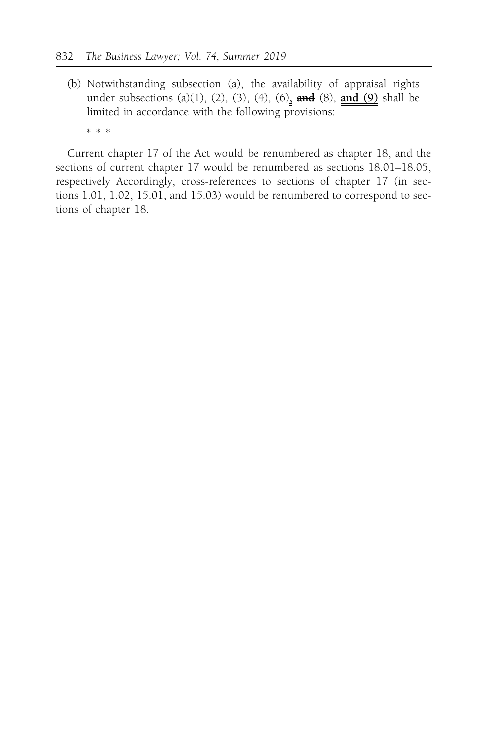(b) Notwithstanding subsection (a), the availability of appraisal rights under subsections (a)(1), (2), (3), (4), (6), ~~and~~ (8), **and (9)** shall be limited in accordance with the following provisions:

\* \* \*

Current chapter 17 of the Act would be renumbered as chapter 18, and the sections of current chapter 17 would be renumbered as sections 18.01–18.05, respectively Accordingly, cross-references to sections of chapter 17 (in sections 1.01, 1.02, 15.01, and 15.03) would be renumbered to correspond to sections of chapter 18.